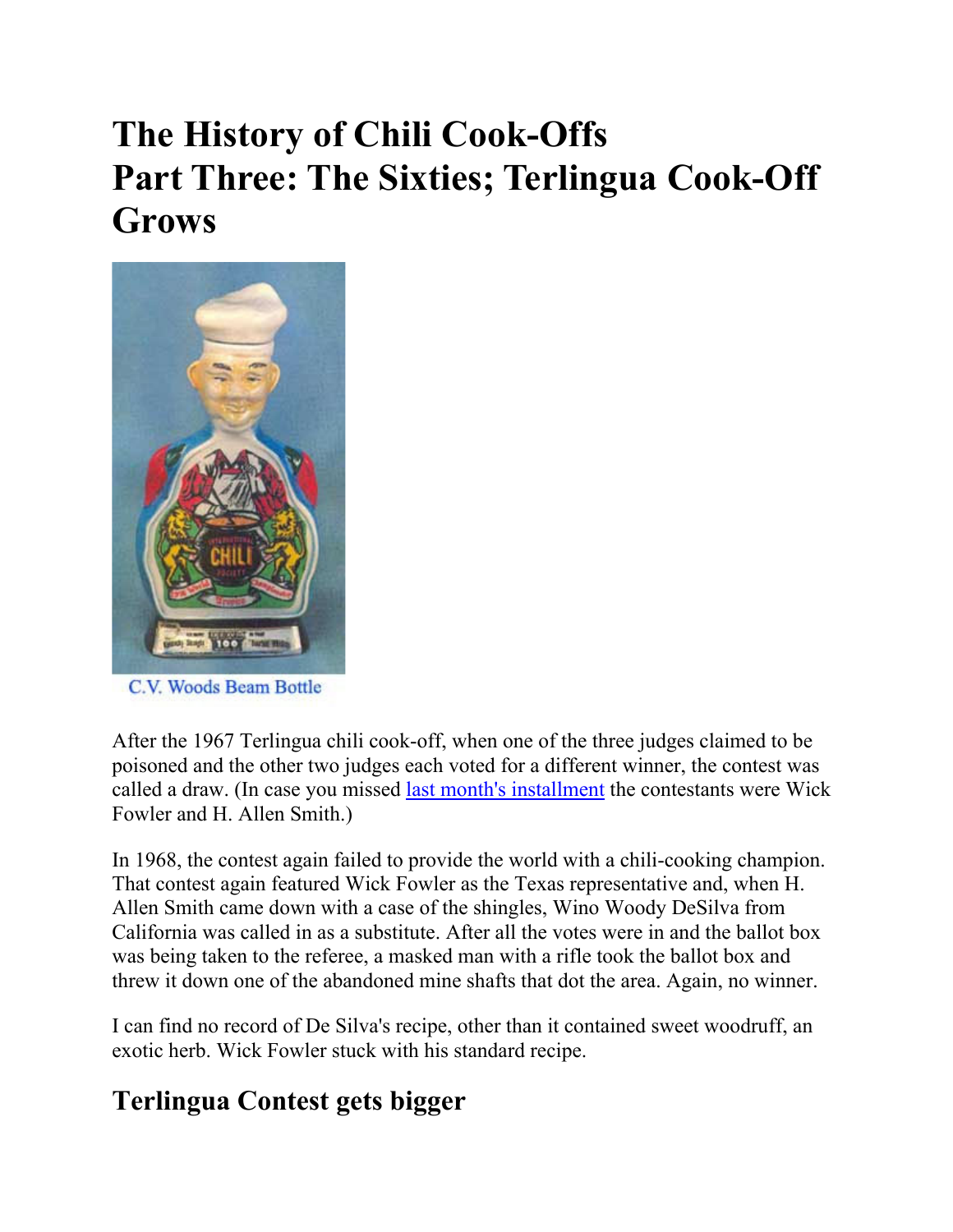# The History of Chili Cook-Offs
# Part Three: The Sixties; Terlingua Cook-Off Grows

C.V. Woods Beam Bottle

After the 1967 Terlingua chili cook-off, when one of the three judges claimed to be poisoned and the other two judges each voted for a different winner, the contest was called a draw. (In case you missed last month's installment the contestants were Wick Fowler and H. Allen Smith.)

In 1968, the contest again failed to provide the world with a chili-cooking champion. That contest again featured Wick Fowler as the Texas representative and, when H. Allen Smith came down with a case of the shingles, Wino Woody DeSilva from California was called in as a substitute. After all the votes were in and the ballot box was being taken to the referee, a masked man with a rifle took the ballot box and threw it down one of the abandoned mine shafts that dot the area. Again, no winner.

I can find no record of De Silva's recipe, other than it contained sweet woodruff, an exotic herb. Wick Fowler stuck with his standard recipe.

## Terlingua Contest gets bigger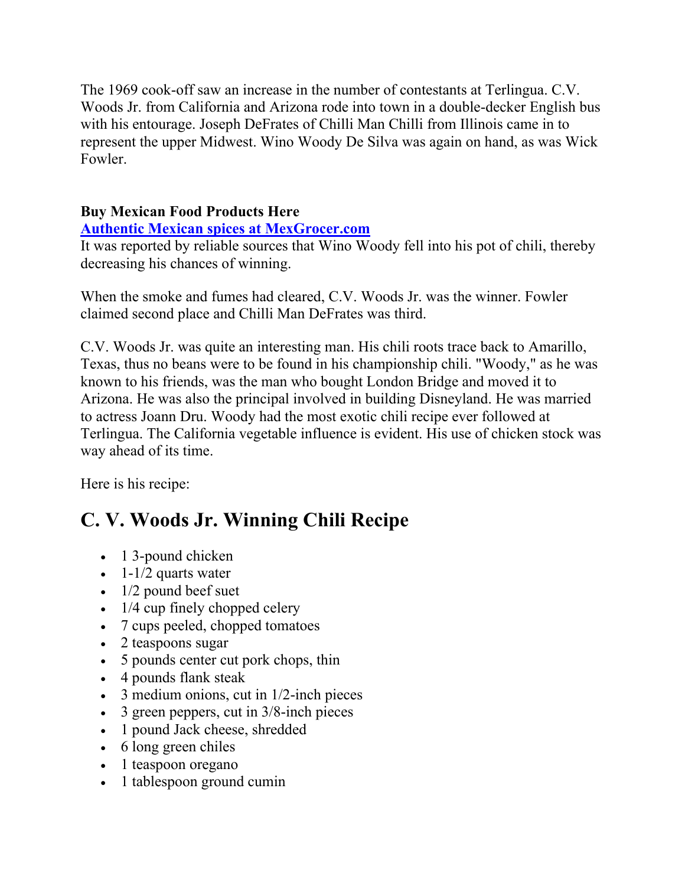The 1969 cook-off saw an increase in the number of contestants at Terlingua. C.V. Woods Jr. from California and Arizona rode into town in a double-decker English bus with his entourage. Joseph DeFrates of Chilli Man Chilli from Illinois came in to represent the upper Midwest. Wino Woody De Silva was again on hand, as was Wick Fowler.

**Buy Mexican Food Products Here**
**[Authentic Mexican spices at MexGrocer.com]**
It was reported by reliable sources that Wino Woody fell into his pot of chili, thereby decreasing his chances of winning.

When the smoke and fumes had cleared, C.V. Woods Jr. was the winner. Fowler claimed second place and Chilli Man DeFrates was third.

C.V. Woods Jr. was quite an interesting man. His chili roots trace back to Amarillo, Texas, thus no beans were to be found in his championship chili. "Woody," as he was known to his friends, was the man who bought London Bridge and moved it to Arizona. He was also the principal involved in building Disneyland. He was married to actress Joann Dru. Woody had the most exotic chili recipe ever followed at Terlingua. The California vegetable influence is evident. His use of chicken stock was way ahead of its time.

Here is his recipe:

# C. V. Woods Jr. Winning Chili Recipe

- 1 3-pound chicken
- 1-1/2 quarts water
- 1/2 pound beef suet
- 1/4 cup finely chopped celery
- 7 cups peeled, chopped tomatoes
- 2 teaspoons sugar
- 5 pounds center cut pork chops, thin
- 4 pounds flank steak
- 3 medium onions, cut in 1/2-inch pieces
- 3 green peppers, cut in 3/8-inch pieces
- 1 pound Jack cheese, shredded
- 6 long green chiles
- 1 teaspoon oregano
- 1 tablespoon ground cumin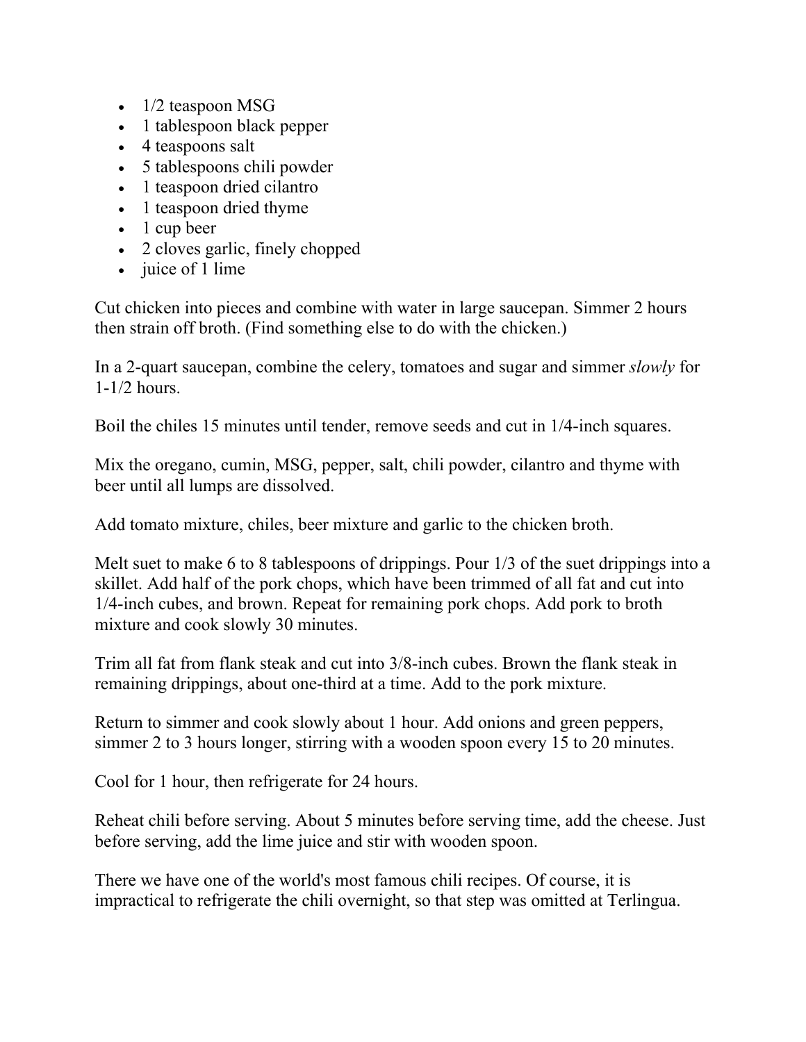- 1/2 teaspoon MSG
- 1 tablespoon black pepper
- 4 teaspoons salt
- 5 tablespoons chili powder
- 1 teaspoon dried cilantro
- 1 teaspoon dried thyme
- 1 cup beer
- 2 cloves garlic, finely chopped
- juice of 1 lime

Cut chicken into pieces and combine with water in large saucepan. Simmer 2 hours then strain off broth. (Find something else to do with the chicken.)

In a 2-quart saucepan, combine the celery, tomatoes and sugar and simmer *slowly* for 1-1/2 hours.

Boil the chiles 15 minutes until tender, remove seeds and cut in 1/4-inch squares.

Mix the oregano, cumin, MSG, pepper, salt, chili powder, cilantro and thyme with beer until all lumps are dissolved.

Add tomato mixture, chiles, beer mixture and garlic to the chicken broth.

Melt suet to make 6 to 8 tablespoons of drippings. Pour 1/3 of the suet drippings into a skillet. Add half of the pork chops, which have been trimmed of all fat and cut into 1/4-inch cubes, and brown. Repeat for remaining pork chops. Add pork to broth mixture and cook slowly 30 minutes.

Trim all fat from flank steak and cut into 3/8-inch cubes. Brown the flank steak in remaining drippings, about one-third at a time. Add to the pork mixture.

Return to simmer and cook slowly about 1 hour. Add onions and green peppers, simmer 2 to 3 hours longer, stirring with a wooden spoon every 15 to 20 minutes.

Cool for 1 hour, then refrigerate for 24 hours.

Reheat chili before serving. About 5 minutes before serving time, add the cheese. Just before serving, add the lime juice and stir with wooden spoon.

There we have one of the world's most famous chili recipes. Of course, it is impractical to refrigerate the chili overnight, so that step was omitted at Terlingua.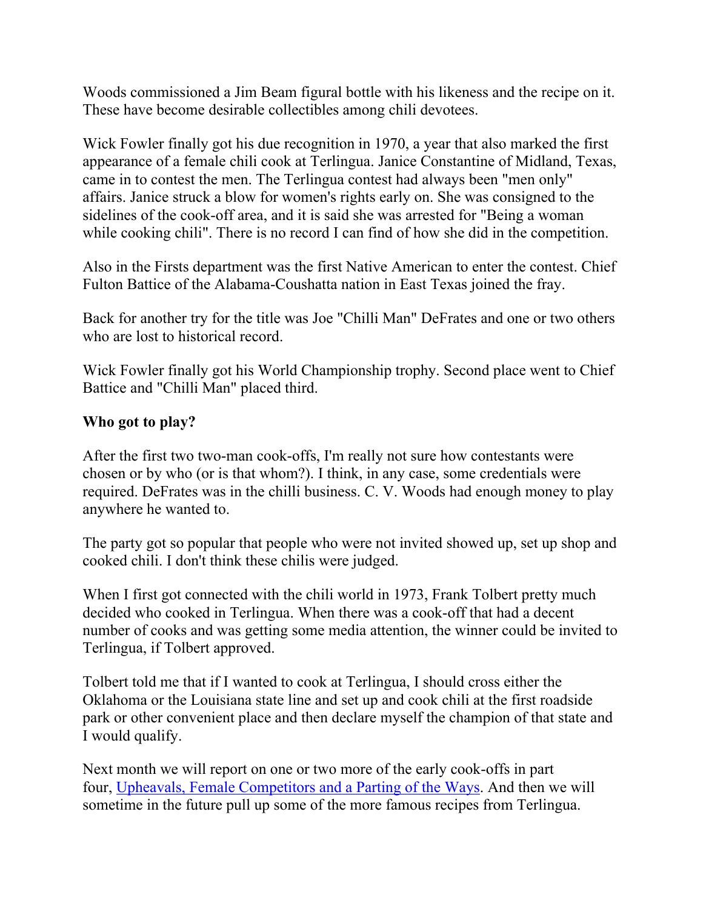Woods commissioned a Jim Beam figural bottle with his likeness and the recipe on it. These have become desirable collectibles among chili devotees.

Wick Fowler finally got his due recognition in 1970, a year that also marked the first appearance of a female chili cook at Terlingua. Janice Constantine of Midland, Texas, came in to contest the men. The Terlingua contest had always been "men only" affairs. Janice struck a blow for women's rights early on. She was consigned to the sidelines of the cook-off area, and it is said she was arrested for "Being a woman while cooking chili". There is no record I can find of how she did in the competition.

Also in the Firsts department was the first Native American to enter the contest. Chief Fulton Battice of the Alabama-Coushatta nation in East Texas joined the fray.

Back for another try for the title was Joe "Chilli Man" DeFrates and one or two others who are lost to historical record.

Wick Fowler finally got his World Championship trophy. Second place went to Chief Battice and "Chilli Man" placed third.

**Who got to play?**

After the first two two-man cook-offs, I'm really not sure how contestants were chosen or by who (or is that whom?). I think, in any case, some credentials were required. DeFrates was in the chilli business. C. V. Woods had enough money to play anywhere he wanted to.

The party got so popular that people who were not invited showed up, set up shop and cooked chili. I don't think these chilis were judged.

When I first got connected with the chili world in 1973, Frank Tolbert pretty much decided who cooked in Terlingua. When there was a cook-off that had a decent number of cooks and was getting some media attention, the winner could be invited to Terlingua, if Tolbert approved.

Tolbert told me that if I wanted to cook at Terlingua, I should cross either the Oklahoma or the Louisiana state line and set up and cook chili at the first roadside park or other convenient place and then declare myself the champion of that state and I would qualify.

Next month we will report on one or two more of the early cook-offs in part four, Upheavals, Female Competitors and a Parting of the Ways. And then we will sometime in the future pull up some of the more famous recipes from Terlingua.